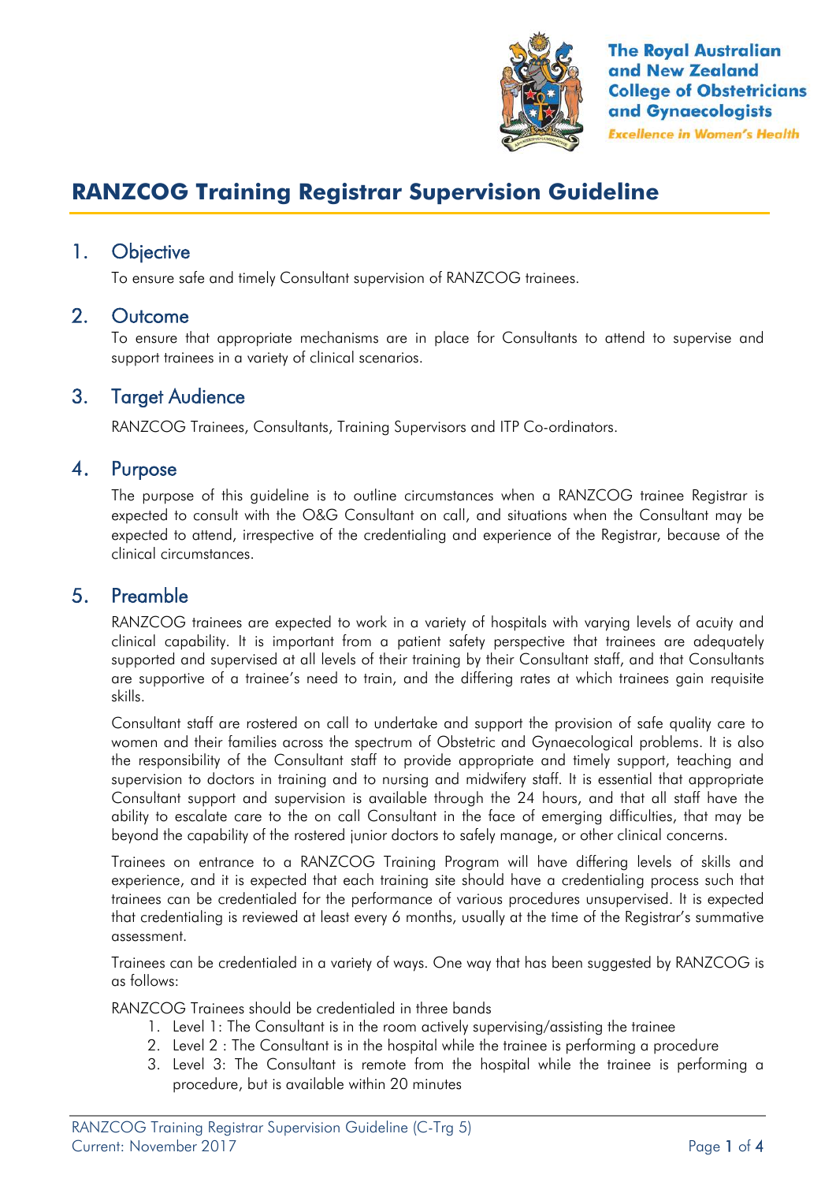The Royal Australian and New Zealand College of Obstetricians and Gynaecologists

*Excellence in Women's Health*

# RANZCOG Training Registrar Supervision Guideline

## 1. Objective

To ensure safe and timely Consultant supervision of RANZCOG trainees.

## 2. Outcome

To ensure that appropriate mechanisms are in place for Consultants to attend to supervise and support trainees in a variety of clinical scenarios.

## 3. Target Audience

RANZCOG Trainees, Consultants, Training Supervisors and ITP Co-ordinators.

## 4. Purpose

The purpose of this guideline is to outline circumstances when a RANZCOG trainee Registrar is expected to consult with the O&G Consultant on call, and situations when the Consultant may be expected to attend, irrespective of the credentialing and experience of the Registrar, because of the clinical circumstances.

## 5. Preamble

RANZCOG trainees are expected to work in a variety of hospitals with varying levels of acuity and clinical capability. It is important from a patient safety perspective that trainees are adequately supported and supervised at all levels of their training by their Consultant staff, and that Consultants are supportive of a trainee's need to train, and the differing rates at which trainees gain requisite skills.

Consultant staff are rostered on call to undertake and support the provision of safe quality care to women and their families across the spectrum of Obstetric and Gynaecological problems. It is also the responsibility of the Consultant staff to provide appropriate and timely support, teaching and supervision to doctors in training and to nursing and midwifery staff. It is essential that appropriate Consultant support and supervision is available through the 24 hours, and that all staff have the ability to escalate care to the on call Consultant in the face of emerging difficulties, that may be beyond the capability of the rostered junior doctors to safely manage, or other clinical concerns.

Trainees on entrance to a RANZCOG Training Program will have differing levels of skills and experience, and it is expected that each training site should have a credentialing process such that trainees can be credentialed for the performance of various procedures unsupervised. It is expected that credentialing is reviewed at least every 6 months, usually at the time of the Registrar's summative assessment.

Trainees can be credentialed in a variety of ways. One way that has been suggested by RANZCOG is as follows:

RANZCOG Trainees should be credentialed in three bands

1. Level 1: The Consultant is in the room actively supervising/assisting the trainee
2. Level 2 : The Consultant is in the hospital while the trainee is performing a procedure
3. Level 3: The Consultant is remote from the hospital while the trainee is performing a procedure, but is available within 20 minutes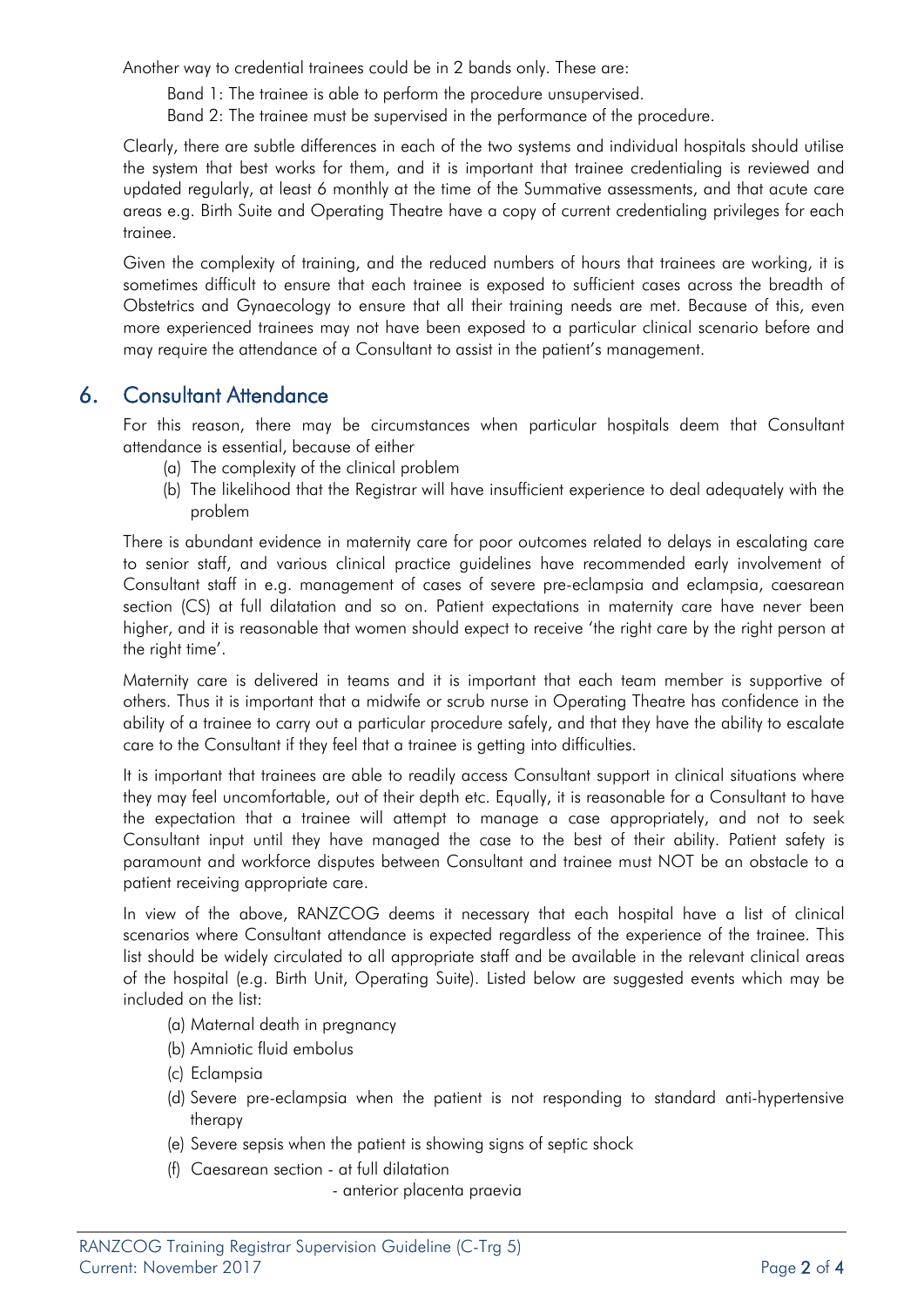Another way to credential trainees could be in 2 bands only. These are:

Band 1: The trainee is able to perform the procedure unsupervised.

Band 2: The trainee must be supervised in the performance of the procedure.

Clearly, there are subtle differences in each of the two systems and individual hospitals should utilise the system that best works for them, and it is important that trainee credentialing is reviewed and updated regularly, at least 6 monthly at the time of the Summative assessments, and that acute care areas e.g. Birth Suite and Operating Theatre have a copy of current credentialing privileges for each trainee.

Given the complexity of training, and the reduced numbers of hours that trainees are working, it is sometimes difficult to ensure that each trainee is exposed to sufficient cases across the breadth of Obstetrics and Gynaecology to ensure that all their training needs are met. Because of this, even more experienced trainees may not have been exposed to a particular clinical scenario before and may require the attendance of a Consultant to assist in the patient's management.

## 6. Consultant Attendance

For this reason, there may be circumstances when particular hospitals deem that Consultant attendance is essential, because of either

(a) The complexity of the clinical problem

(b) The likelihood that the Registrar will have insufficient experience to deal adequately with the problem

There is abundant evidence in maternity care for poor outcomes related to delays in escalating care to senior staff, and various clinical practice guidelines have recommended early involvement of Consultant staff in e.g. management of cases of severe pre-eclampsia and eclampsia, caesarean section (CS) at full dilatation and so on. Patient expectations in maternity care have never been higher, and it is reasonable that women should expect to receive 'the right care by the right person at the right time'.

Maternity care is delivered in teams and it is important that each team member is supportive of others. Thus it is important that a midwife or scrub nurse in Operating Theatre has confidence in the ability of a trainee to carry out a particular procedure safely, and that they have the ability to escalate care to the Consultant if they feel that a trainee is getting into difficulties.

It is important that trainees are able to readily access Consultant support in clinical situations where they may feel uncomfortable, out of their depth etc. Equally, it is reasonable for a Consultant to have the expectation that a trainee will attempt to manage a case appropriately, and not to seek Consultant input until they have managed the case to the best of their ability. Patient safety is paramount and workforce disputes between Consultant and trainee must NOT be an obstacle to a patient receiving appropriate care.

In view of the above, RANZCOG deems it necessary that each hospital have a list of clinical scenarios where Consultant attendance is expected regardless of the experience of the trainee. This list should be widely circulated to all appropriate staff and be available in the relevant clinical areas of the hospital (e.g. Birth Unit, Operating Suite). Listed below are suggested events which may be included on the list:

(a) Maternal death in pregnancy

(b) Amniotic fluid embolus

(c) Eclampsia

(d) Severe pre-eclampsia when the patient is not responding to standard anti-hypertensive therapy

(e) Severe sepsis when the patient is showing signs of septic shock

(f) Caesarean section - at full dilatation

- anterior placenta praevia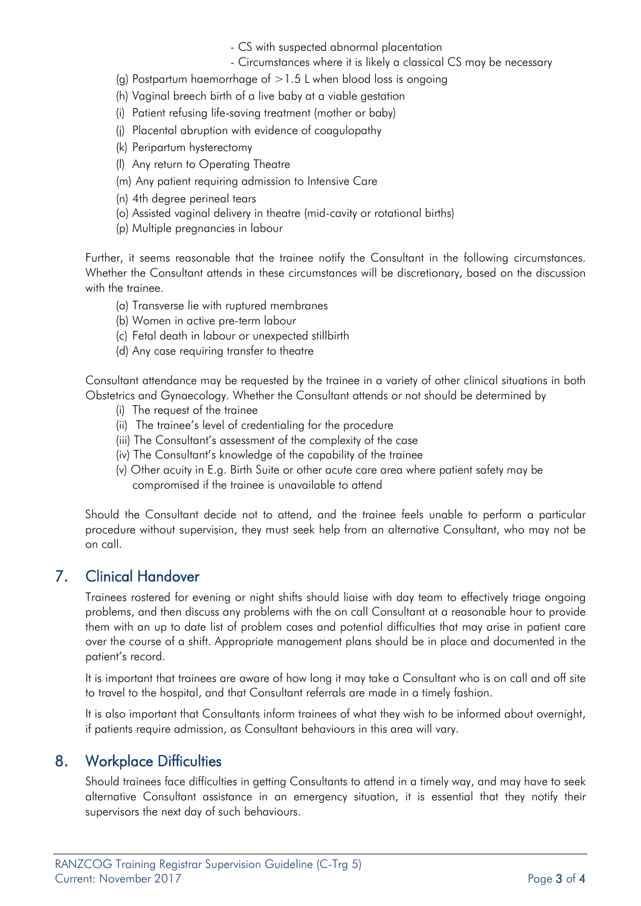- CS with suspected abnormal placentation
- Circumstances where it is likely a classical CS may be necessary

(g) Postpartum haemorrhage of >1.5 L when blood loss is ongoing
(h) Vaginal breech birth of a live baby at a viable gestation
(i) Patient refusing life-saving treatment (mother or baby)
(j) Placental abruption with evidence of coagulopathy
(k) Peripartum hysterectomy
(l) Any return to Operating Theatre
(m) Any patient requiring admission to Intensive Care
(n) 4th degree perineal tears
(o) Assisted vaginal delivery in theatre (mid-cavity or rotational births)
(p) Multiple pregnancies in labour

Further, it seems reasonable that the trainee notify the Consultant in the following circumstances. Whether the Consultant attends in these circumstances will be discretionary, based on the discussion with the trainee.

(a) Transverse lie with ruptured membranes
(b) Women in active pre-term labour
(c) Fetal death in labour or unexpected stillbirth
(d) Any case requiring transfer to theatre

Consultant attendance may be requested by the trainee in a variety of other clinical situations in both Obstetrics and Gynaecology. Whether the Consultant attends or not should be determined by

(i) The request of the trainee
(ii) The trainee's level of credentialing for the procedure
(iii) The Consultant's assessment of the complexity of the case
(iv) The Consultant's knowledge of the capability of the trainee
(v) Other acuity in E.g. Birth Suite or other acute care area where patient safety may be compromised if the trainee is unavailable to attend

Should the Consultant decide not to attend, and the trainee feels unable to perform a particular procedure without supervision, they must seek help from an alternative Consultant, who may not be on call.

## 7. Clinical Handover

Trainees rostered for evening or night shifts should liaise with day team to effectively triage ongoing problems, and then discuss any problems with the on call Consultant at a reasonable hour to provide them with an up to date list of problem cases and potential difficulties that may arise in patient care over the course of a shift. Appropriate management plans should be in place and documented in the patient's record.

It is important that trainees are aware of how long it may take a Consultant who is on call and off site to travel to the hospital, and that Consultant referrals are made in a timely fashion.

It is also important that Consultants inform trainees of what they wish to be informed about overnight, if patients require admission, as Consultant behaviours in this area will vary.

## 8. Workplace Difficulties

Should trainees face difficulties in getting Consultants to attend in a timely way, and may have to seek alternative Consultant assistance in an emergency situation, it is essential that they notify their supervisors the next day of such behaviours.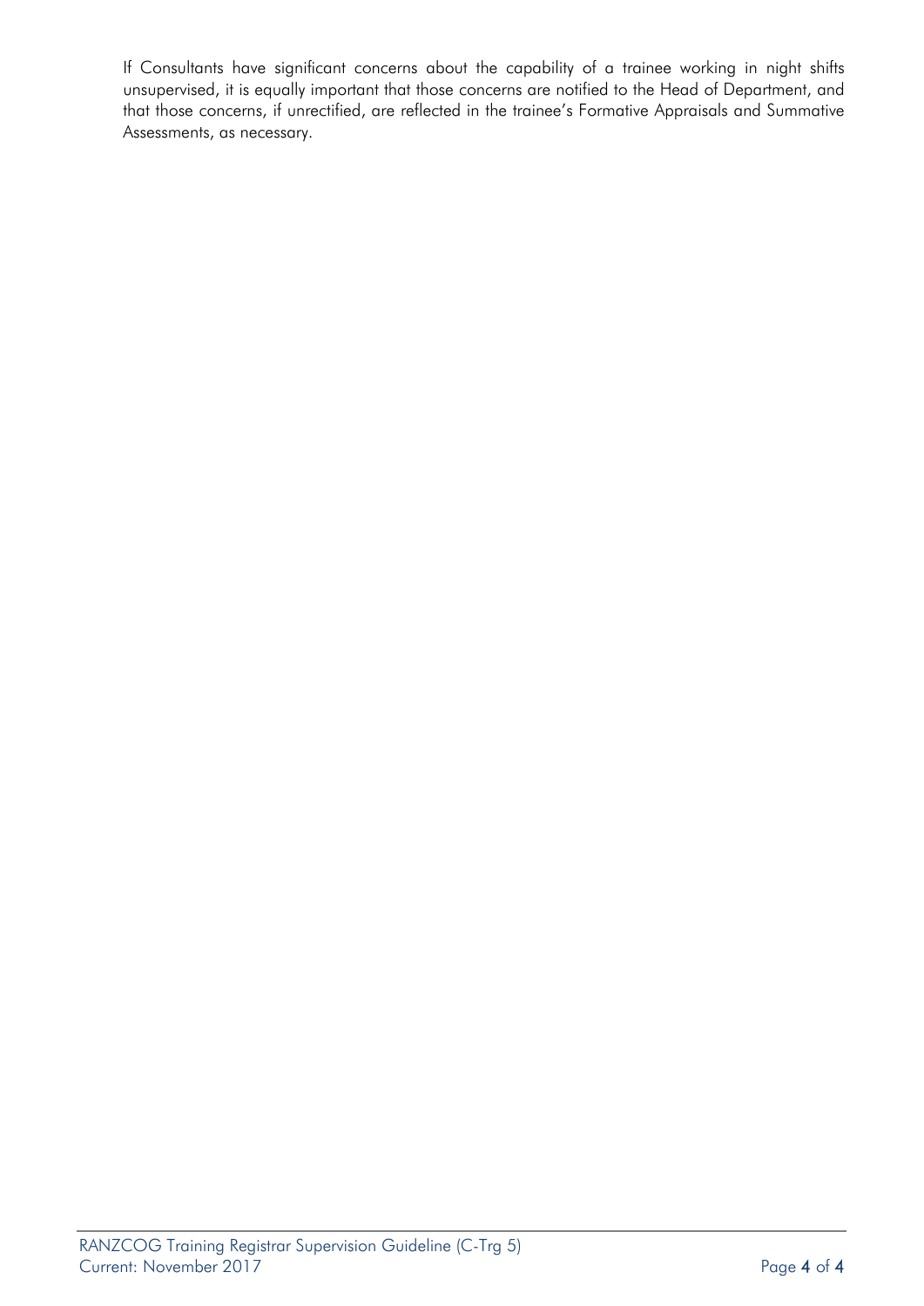If Consultants have significant concerns about the capability of a trainee working in night shifts unsupervised, it is equally important that those concerns are notified to the Head of Department, and that those concerns, if unrectified, are reflected in the trainee's Formative Appraisals and Summative Assessments, as necessary.